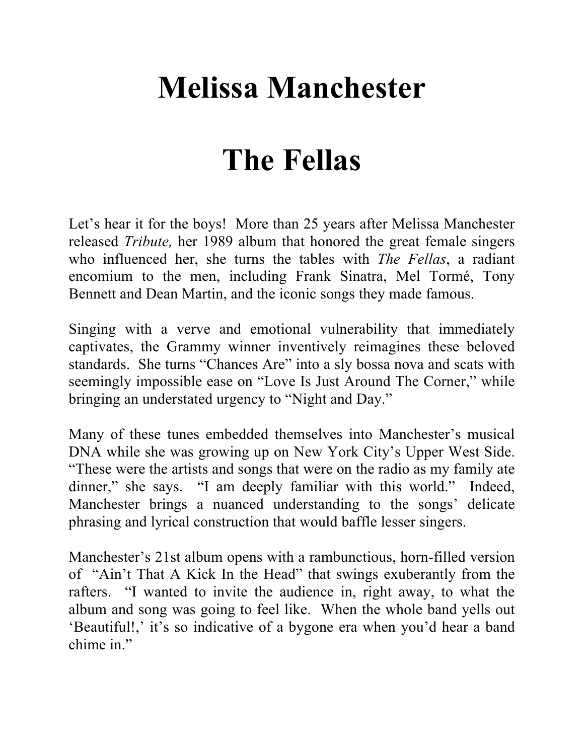# Melissa Manchester

# The Fellas

Let's hear it for the boys! More than 25 years after Melissa Manchester released *Tribute,* her 1989 album that honored the great female singers who influenced her, she turns the tables with *The Fellas*, a radiant encomium to the men, including Frank Sinatra, Mel Tormé, Tony Bennett and Dean Martin, and the iconic songs they made famous.

Singing with a verve and emotional vulnerability that immediately captivates, the Grammy winner inventively reimagines these beloved standards. She turns "Chances Are" into a sly bossa nova and scats with seemingly impossible ease on "Love Is Just Around The Corner," while bringing an understated urgency to "Night and Day."

Many of these tunes embedded themselves into Manchester's musical DNA while she was growing up on New York City's Upper West Side. "These were the artists and songs that were on the radio as my family ate dinner," she says. "I am deeply familiar with this world." Indeed, Manchester brings a nuanced understanding to the songs' delicate phrasing and lyrical construction that would baffle lesser singers.

Manchester's 21st album opens with a rambunctious, horn-filled version of "Ain't That A Kick In the Head" that swings exuberantly from the rafters. "I wanted to invite the audience in, right away, to what the album and song was going to feel like. When the whole band yells out 'Beautiful!,' it's so indicative of a bygone era when you'd hear a band chime in."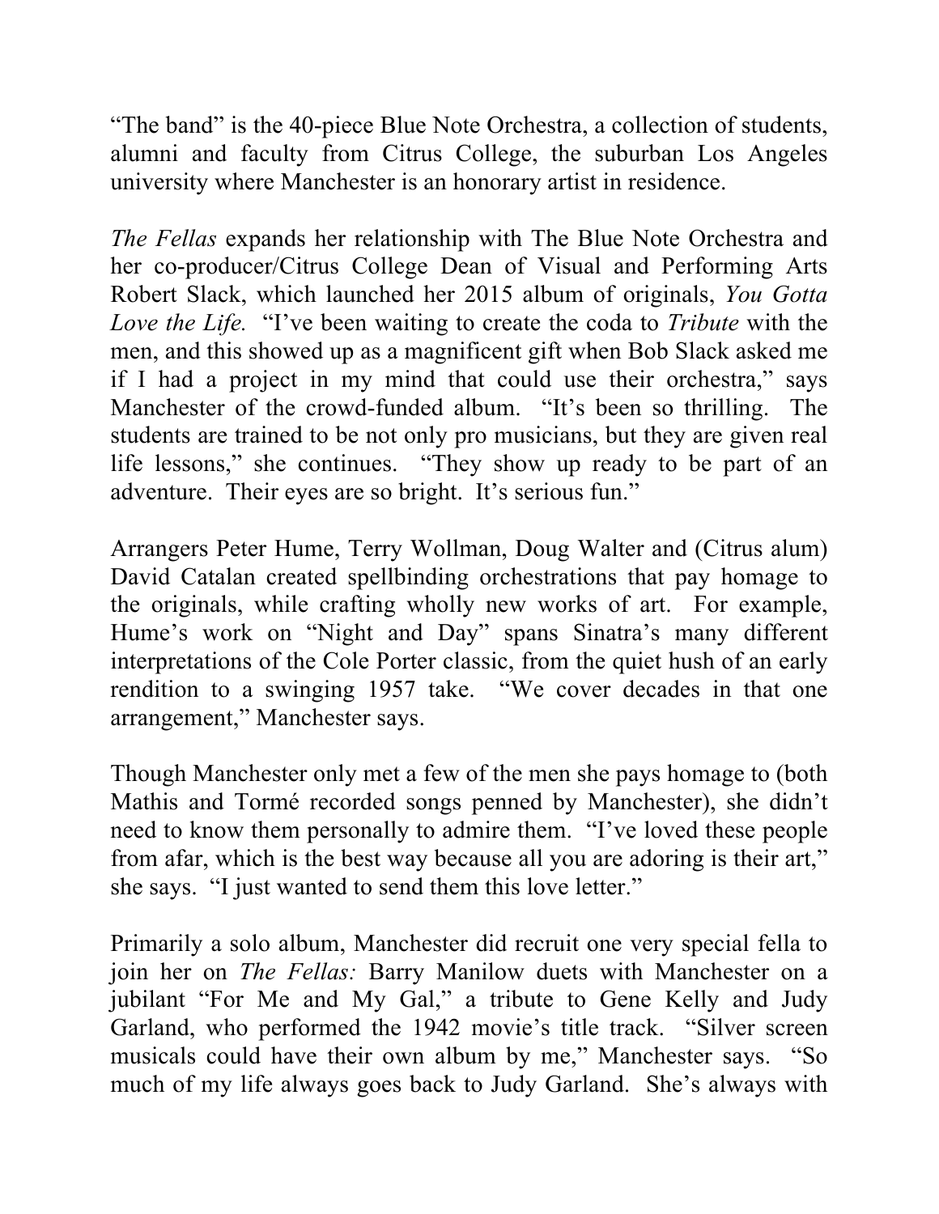"The band" is the 40-piece Blue Note Orchestra, a collection of students, alumni and faculty from Citrus College, the suburban Los Angeles university where Manchester is an honorary artist in residence.

*The Fellas* expands her relationship with The Blue Note Orchestra and her co-producer/Citrus College Dean of Visual and Performing Arts Robert Slack, which launched her 2015 album of originals, *You Gotta Love the Life.* "I've been waiting to create the coda to *Tribute* with the men, and this showed up as a magnificent gift when Bob Slack asked me if I had a project in my mind that could use their orchestra," says Manchester of the crowd-funded album. "It's been so thrilling. The students are trained to be not only pro musicians, but they are given real life lessons," she continues. "They show up ready to be part of an adventure. Their eyes are so bright. It's serious fun."

Arrangers Peter Hume, Terry Wollman, Doug Walter and (Citrus alum) David Catalan created spellbinding orchestrations that pay homage to the originals, while crafting wholly new works of art. For example, Hume's work on "Night and Day" spans Sinatra's many different interpretations of the Cole Porter classic, from the quiet hush of an early rendition to a swinging 1957 take. "We cover decades in that one arrangement," Manchester says.

Though Manchester only met a few of the men she pays homage to (both Mathis and Tormé recorded songs penned by Manchester), she didn't need to know them personally to admire them. "I've loved these people from afar, which is the best way because all you are adoring is their art," she says. "I just wanted to send them this love letter."

Primarily a solo album, Manchester did recruit one very special fella to join her on *The Fellas:* Barry Manilow duets with Manchester on a jubilant "For Me and My Gal," a tribute to Gene Kelly and Judy Garland, who performed the 1942 movie's title track. "Silver screen musicals could have their own album by me," Manchester says. "So much of my life always goes back to Judy Garland. She's always with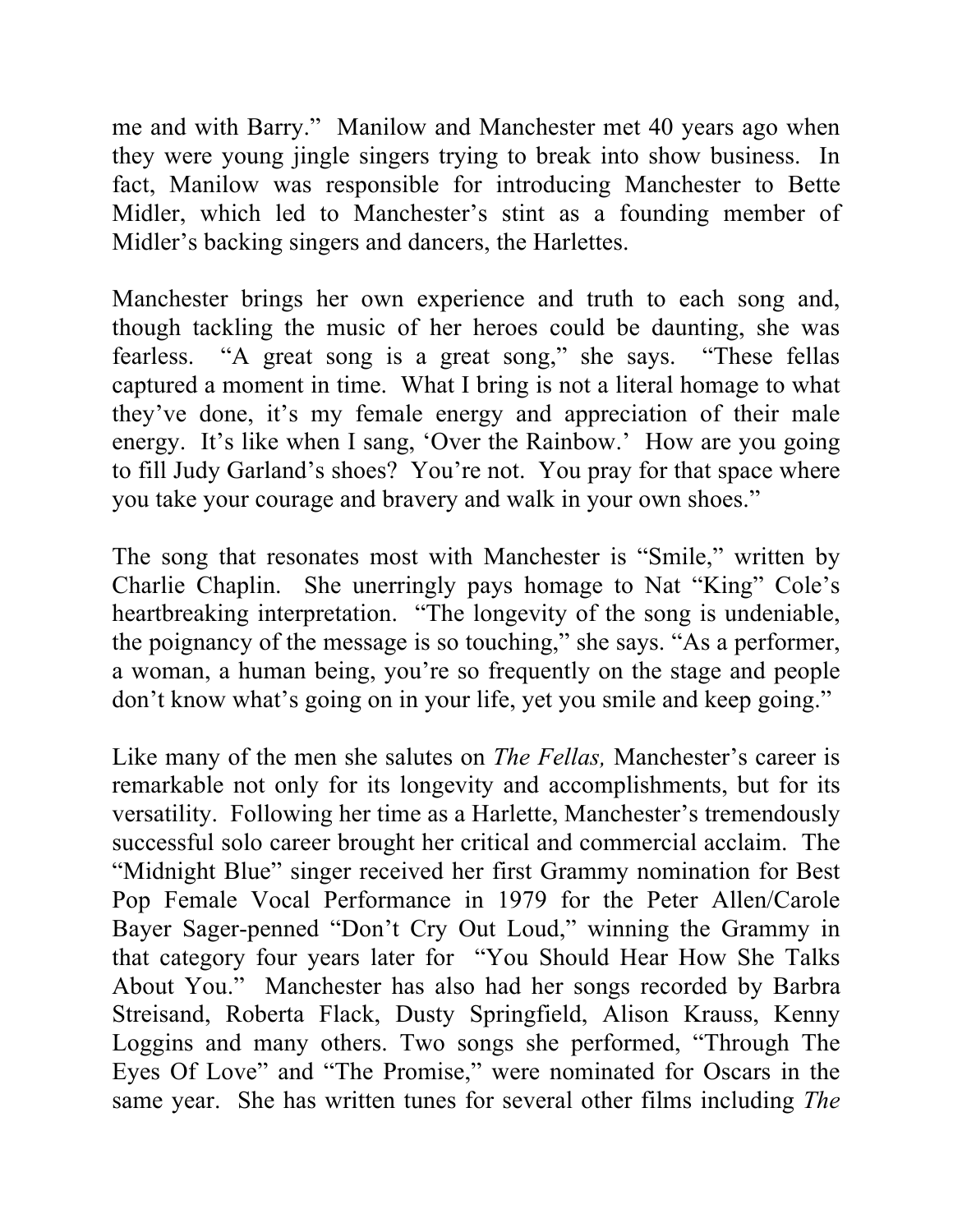me and with Barry." Manilow and Manchester met 40 years ago when they were young jingle singers trying to break into show business. In fact, Manilow was responsible for introducing Manchester to Bette Midler, which led to Manchester's stint as a founding member of Midler's backing singers and dancers, the Harlettes.

Manchester brings her own experience and truth to each song and, though tackling the music of her heroes could be daunting, she was fearless. "A great song is a great song," she says. "These fellas captured a moment in time. What I bring is not a literal homage to what they've done, it's my female energy and appreciation of their male energy. It's like when I sang, 'Over the Rainbow.' How are you going to fill Judy Garland's shoes? You're not. You pray for that space where you take your courage and bravery and walk in your own shoes."

The song that resonates most with Manchester is "Smile," written by Charlie Chaplin. She unerringly pays homage to Nat "King" Cole's heartbreaking interpretation. "The longevity of the song is undeniable, the poignancy of the message is so touching," she says. "As a performer, a woman, a human being, you're so frequently on the stage and people don't know what's going on in your life, yet you smile and keep going."

Like many of the men she salutes on *The Fellas,* Manchester's career is remarkable not only for its longevity and accomplishments, but for its versatility. Following her time as a Harlette, Manchester's tremendously successful solo career brought her critical and commercial acclaim. The "Midnight Blue" singer received her first Grammy nomination for Best Pop Female Vocal Performance in 1979 for the Peter Allen/Carole Bayer Sager-penned "Don't Cry Out Loud," winning the Grammy in that category four years later for "You Should Hear How She Talks About You." Manchester has also had her songs recorded by Barbra Streisand, Roberta Flack, Dusty Springfield, Alison Krauss, Kenny Loggins and many others. Two songs she performed, "Through The Eyes Of Love" and "The Promise," were nominated for Oscars in the same year. She has written tunes for several other films including *The*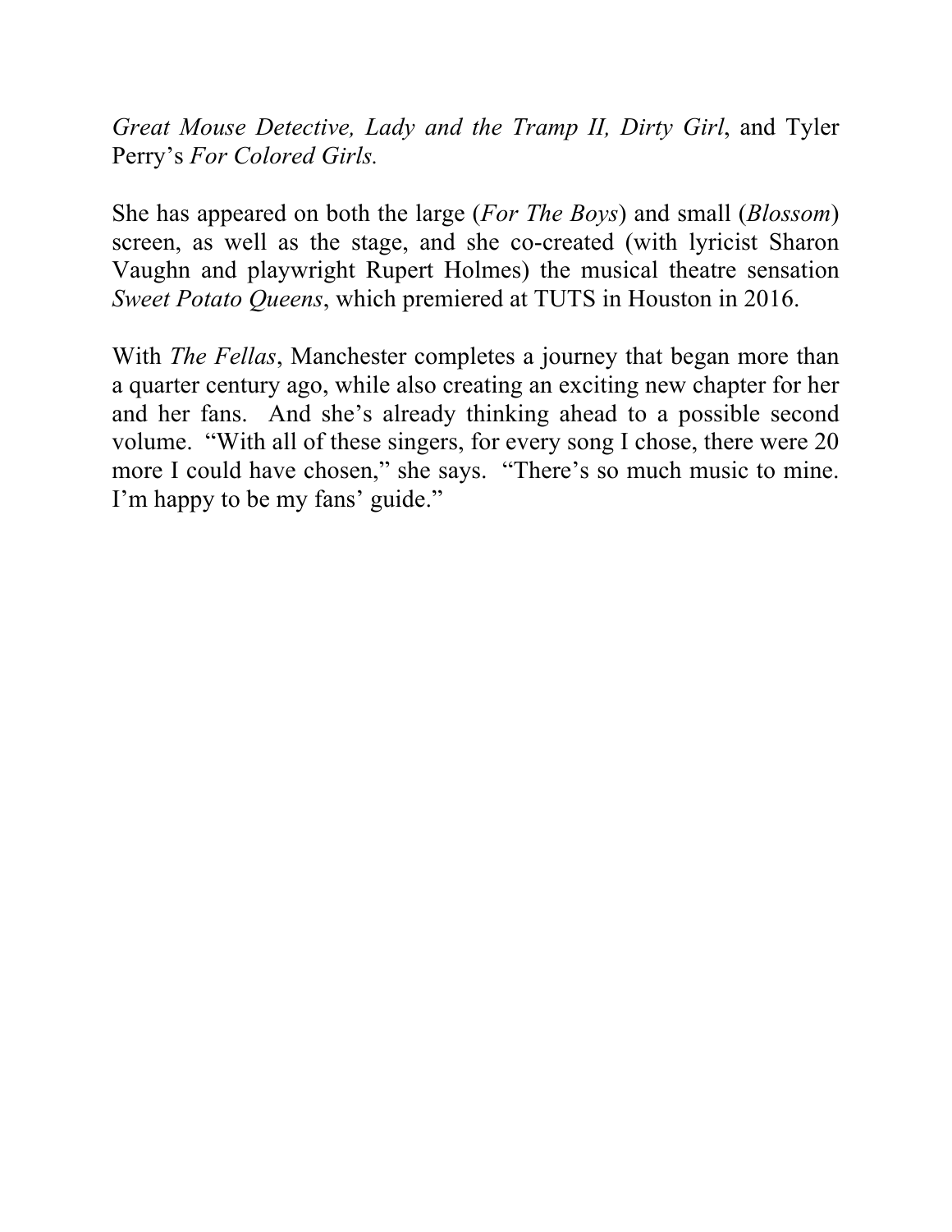*Great Mouse Detective, Lady and the Tramp II, Dirty Girl*, and Tyler Perry's *For Colored Girls.*

She has appeared on both the large (*For The Boys*) and small (*Blossom*) screen, as well as the stage, and she co-created (with lyricist Sharon Vaughn and playwright Rupert Holmes) the musical theatre sensation *Sweet Potato Queens*, which premiered at TUTS in Houston in 2016.

With *The Fellas*, Manchester completes a journey that began more than a quarter century ago, while also creating an exciting new chapter for her and her fans. And she's already thinking ahead to a possible second volume. "With all of these singers, for every song I chose, there were 20 more I could have chosen," she says. "There's so much music to mine. I'm happy to be my fans' guide."